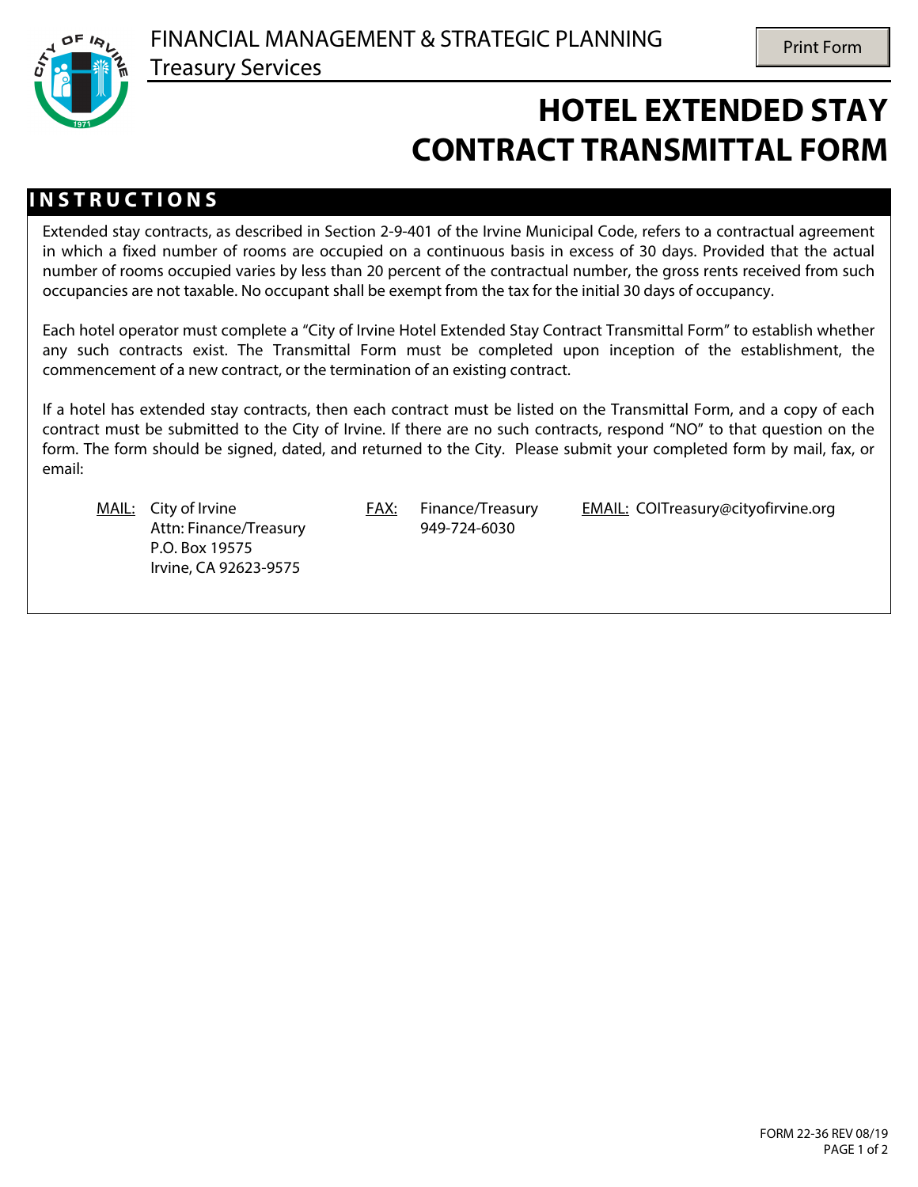FINANCIAL MANAGEMENT & STRATEGIC PLANNING
Treasury Services

# HOTEL EXTENDED STAY CONTRACT TRANSMITTAL FORM

## INSTRUCTIONS

Extended stay contracts, as described in Section 2-9-401 of the Irvine Municipal Code, refers to a contractual agreement in which a fixed number of rooms are occupied on a continuous basis in excess of 30 days. Provided that the actual number of rooms occupied varies by less than 20 percent of the contractual number, the gross rents received from such occupancies are not taxable. No occupant shall be exempt from the tax for the initial 30 days of occupancy.

Each hotel operator must complete a "City of Irvine Hotel Extended Stay Contract Transmittal Form" to establish whether any such contracts exist. The Transmittal Form must be completed upon inception of the establishment, the commencement of a new contract, or the termination of an existing contract.

If a hotel has extended stay contracts, then each contract must be listed on the Transmittal Form, and a copy of each contract must be submitted to the City of Irvine. If there are no such contracts, respond "NO" to that question on the form. The form should be signed, dated, and returned to the City. Please submit your completed form by mail, fax, or email:

MAIL: City of Irvine
Attn: Finance/Treasury
P.O. Box 19575
Irvine, CA 92623-9575

FAX: Finance/Treasury
949-724-6030

EMAIL: COITreasury@cityofirvine.org

FORM 22-36 REV 08/19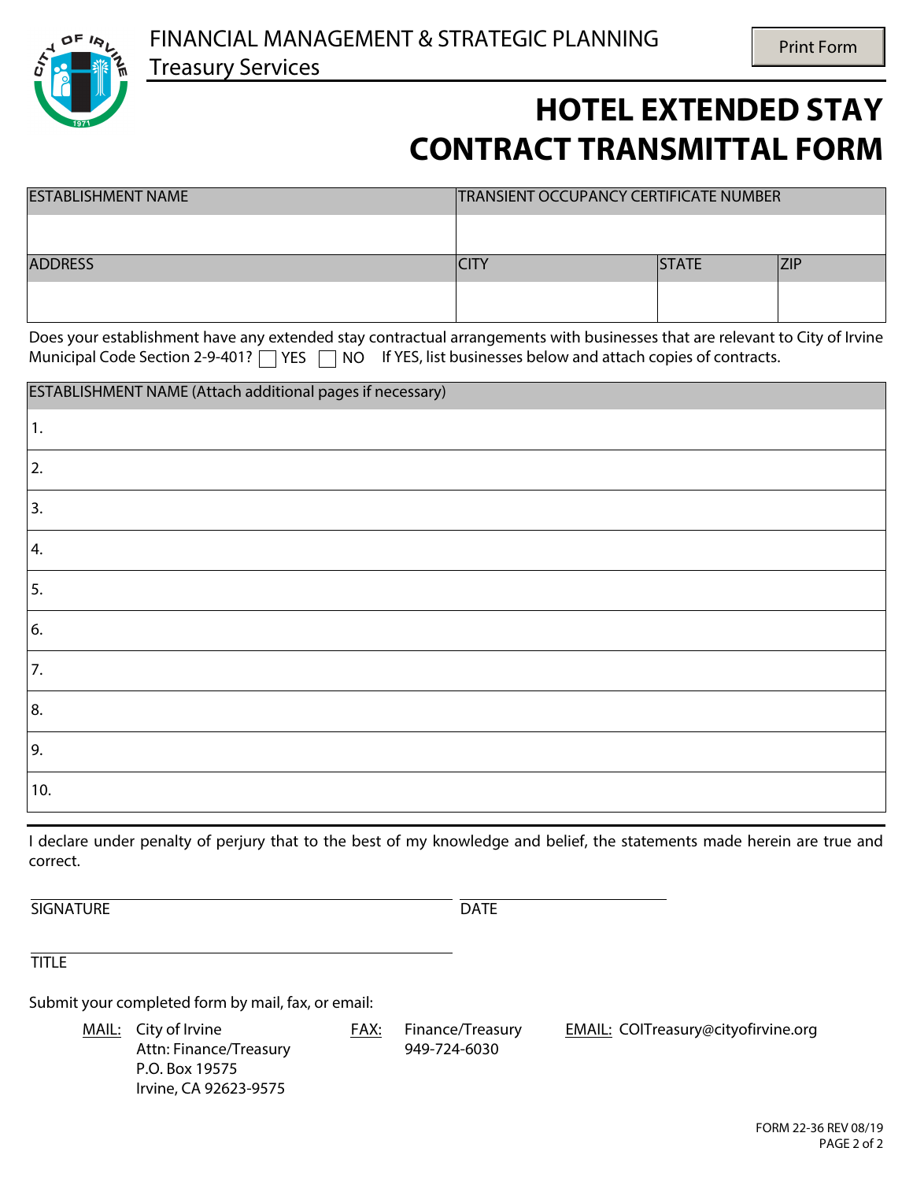FINANCIAL MANAGEMENT & STRATEGIC PLANNING
Treasury Services

# HOTEL EXTENDED STAY CONTRACT TRANSMITTAL FORM

| ESTABLISHMENT NAME | TRANSIENT OCCUPANCY CERTIFICATE NUMBER | | |
|---|---|---|---|
| | | | |
| ADDRESS | CITY | STATE | ZIP |
| | | | |

Does your establishment have any extended stay contractual arrangements with businesses that are relevant to City of Irvine Municipal Code Section 2-9-401? ☐ YES ☐ NO If YES, list businesses below and attach copies of contracts.

| ESTABLISHMENT NAME (Attach additional pages if necessary) |
|---|
| 1. |
| 2. |
| 3. |
| 4. |
| 5. |
| 6. |
| 7. |
| 8. |
| 9. |
| 10. |

I declare under penalty of perjury that to the best of my knowledge and belief, the statements made herein are true and correct.

SIGNATURE _______________ DATE _______________

TITLE _______________

Submit your completed form by mail, fax, or email:

MAIL: City of Irvine
Attn: Finance/Treasury
P.O. Box 19575
Irvine, CA 92623-9575

FAX: Finance/Treasury
949-724-6030

EMAIL: COITreasury@cityofirvine.org

FORM 22-36 REV 08/19